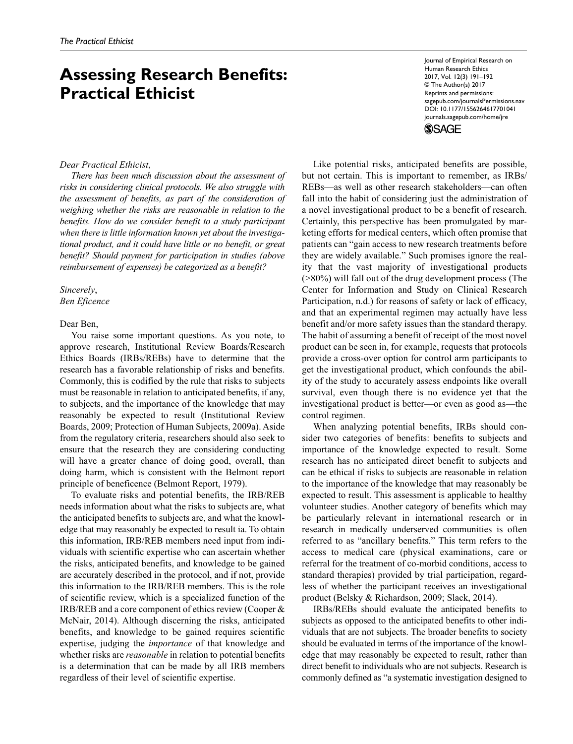*The Practical Ethicist*

# Assessing Research Benefits: Practical Ethicist

Journal of Empirical Research on Human Research Ethics
2017, Vol. 12(3) 191–192
© The Author(s) 2017
Reprints and permissions: sagepub.com/journalsPermissions.nav
DOI: 10.1177/1556264617701041
journals.sagepub.com/home/jre

*Dear Practical Ethicist,*

*There has been much discussion about the assessment of risks in considering clinical protocols. We also struggle with the assessment of benefits, as part of the consideration of weighing whether the risks are reasonable in relation to the benefits. How do we consider benefit to a study participant when there is little information known yet about the investigational product, and it could have little or no benefit, or great benefit? Should payment for participation in studies (above reimbursement of expenses) be categorized as a benefit?*

*Sincerely,*
*Ben Eficence*

Dear Ben,

You raise some important questions. As you note, to approve research, Institutional Review Boards/Research Ethics Boards (IRBs/REBs) have to determine that the research has a favorable relationship of risks and benefits. Commonly, this is codified by the rule that risks to subjects must be reasonable in relation to anticipated benefits, if any, to subjects, and the importance of the knowledge that may reasonably be expected to result (Institutional Review Boards, 2009; Protection of Human Subjects, 2009a). Aside from the regulatory criteria, researchers should also seek to ensure that the research they are considering conducting will have a greater chance of doing good, overall, than doing harm, which is consistent with the Belmont report principle of beneficence (Belmont Report, 1979).

To evaluate risks and potential benefits, the IRB/REB needs information about what the risks to subjects are, what the anticipated benefits to subjects are, and what the knowledge that may reasonably be expected to result ia. To obtain this information, IRB/REB members need input from individuals with scientific expertise who can ascertain whether the risks, anticipated benefits, and knowledge to be gained are accurately described in the protocol, and if not, provide this information to the IRB/REB members. This is the role of scientific review, which is a specialized function of the IRB/REB and a core component of ethics review (Cooper & McNair, 2014). Although discerning the risks, anticipated benefits, and knowledge to be gained requires scientific expertise, judging the *importance* of that knowledge and whether risks are *reasonable* in relation to potential benefits is a determination that can be made by all IRB members regardless of their level of scientific expertise.

Like potential risks, anticipated benefits are possible, but not certain. This is important to remember, as IRBs/REBs—as well as other research stakeholders—can often fall into the habit of considering just the administration of a novel investigational product to be a benefit of research. Certainly, this perspective has been promulgated by marketing efforts for medical centers, which often promise that patients can "gain access to new research treatments before they are widely available." Such promises ignore the reality that the vast majority of investigational products (>80%) will fall out of the drug development process (The Center for Information and Study on Clinical Research Participation, n.d.) for reasons of safety or lack of efficacy, and that an experimental regimen may actually have less benefit and/or more safety issues than the standard therapy. The habit of assuming a benefit of receipt of the most novel product can be seen in, for example, requests that protocols provide a cross-over option for control arm participants to get the investigational product, which confounds the ability of the study to accurately assess endpoints like overall survival, even though there is no evidence yet that the investigational product is better—or even as good as—the control regimen.

When analyzing potential benefits, IRBs should consider two categories of benefits: benefits to subjects and importance of the knowledge expected to result. Some research has no anticipated direct benefit to subjects and can be ethical if risks to subjects are reasonable in relation to the importance of the knowledge that may reasonably be expected to result. This assessment is applicable to healthy volunteer studies. Another category of benefits which may be particularly relevant in international research or in research in medically underserved communities is often referred to as "ancillary benefits." This term refers to the access to medical care (physical examinations, care or referral for the treatment of co-morbid conditions, access to standard therapies) provided by trial participation, regardless of whether the participant receives an investigational product (Belsky & Richardson, 2009; Slack, 2014).

IRBs/REBs should evaluate the anticipated benefits to subjects as opposed to the anticipated benefits to other individuals that are not subjects. The broader benefits to society should be evaluated in terms of the importance of the knowledge that may reasonably be expected to result, rather than direct benefit to individuals who are not subjects. Research is commonly defined as "a systematic investigation designed to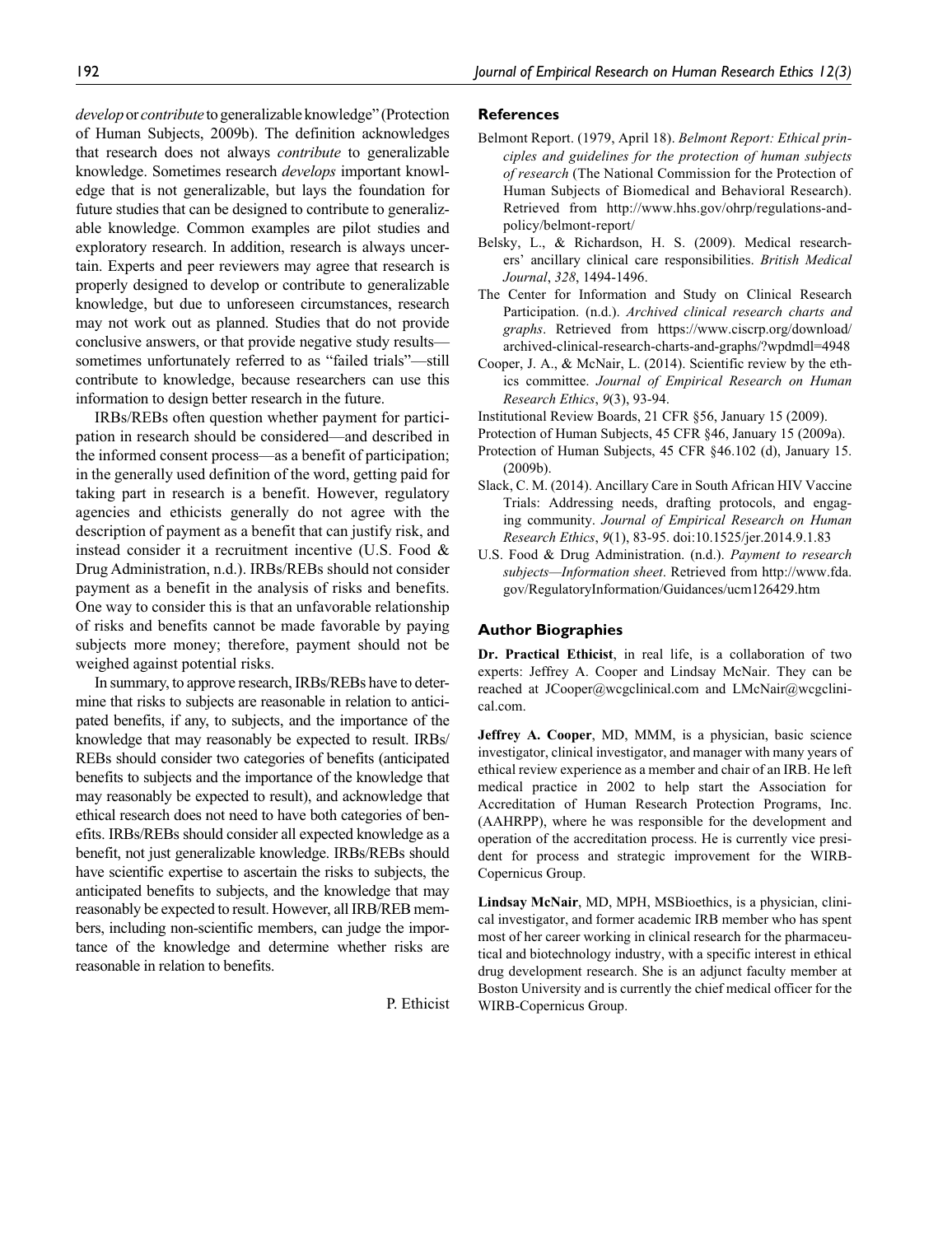*develop* or *contribute* to generalizable knowledge" (Protection of Human Subjects, 2009b). The definition acknowledges that research does not always *contribute* to generalizable knowledge. Sometimes research *develops* important knowledge that is not generalizable, but lays the foundation for future studies that can be designed to contribute to generalizable knowledge. Common examples are pilot studies and exploratory research. In addition, research is always uncertain. Experts and peer reviewers may agree that research is properly designed to develop or contribute to generalizable knowledge, but due to unforeseen circumstances, research may not work out as planned. Studies that do not provide conclusive answers, or that provide negative study results—sometimes unfortunately referred to as "failed trials"—still contribute to knowledge, because researchers can use this information to design better research in the future.

IRBs/REBs often question whether payment for participation in research should be considered—and described in the informed consent process—as a benefit of participation; in the generally used definition of the word, getting paid for taking part in research is a benefit. However, regulatory agencies and ethicists generally do not agree with the description of payment as a benefit that can justify risk, and instead consider it a recruitment incentive (U.S. Food & Drug Administration, n.d.). IRBs/REBs should not consider payment as a benefit in the analysis of risks and benefits. One way to consider this is that an unfavorable relationship of risks and benefits cannot be made favorable by paying subjects more money; therefore, payment should not be weighed against potential risks.

In summary, to approve research, IRBs/REBs have to determine that risks to subjects are reasonable in relation to anticipated benefits, if any, to subjects, and the importance of the knowledge that may reasonably be expected to result. IRBs/REBs should consider two categories of benefits (anticipated benefits to subjects and the importance of the knowledge that may reasonably be expected to result), and acknowledge that ethical research does not need to have both categories of benefits. IRBs/REBs should consider all expected knowledge as a benefit, not just generalizable knowledge. IRBs/REBs should have scientific expertise to ascertain the risks to subjects, the anticipated benefits to subjects, and the knowledge that may reasonably be expected to result. However, all IRB/REB members, including non-scientific members, can judge the importance of the knowledge and determine whether risks are reasonable in relation to benefits.

P. Ethicist

## References

Belmont Report. (1979, April 18). *Belmont Report: Ethical principles and guidelines for the protection of human subjects of research* (The National Commission for the Protection of Human Subjects of Biomedical and Behavioral Research). Retrieved from http://www.hhs.gov/ohrp/regulations-and-policy/belmont-report/

Belsky, L., & Richardson, H. S. (2009). Medical researchers' ancillary clinical care responsibilities. *British Medical Journal*, *328*, 1494-1496.

The Center for Information and Study on Clinical Research Participation. (n.d.). *Archived clinical research charts and graphs*. Retrieved from https://www.ciscrp.org/download/archived-clinical-research-charts-and-graphs/?wpdmdl=4948

Cooper, J. A., & McNair, L. (2014). Scientific review by the ethics committee. *Journal of Empirical Research on Human Research Ethics*, *9*(3), 93-94.

Institutional Review Boards, 21 CFR §56, January 15 (2009).

Protection of Human Subjects, 45 CFR §46, January 15 (2009a).

Protection of Human Subjects, 45 CFR §46.102 (d), January 15. (2009b).

Slack, C. M. (2014). Ancillary Care in South African HIV Vaccine Trials: Addressing needs, drafting protocols, and engaging community. *Journal of Empirical Research on Human Research Ethics*, *9*(1), 83-95. doi:10.1525/jer.2014.9.1.83

U.S. Food & Drug Administration. (n.d.). *Payment to research subjects—Information sheet*. Retrieved from http://www.fda.gov/RegulatoryInformation/Guidances/ucm126429.htm

## Author Biographies

**Dr. Practical Ethicist**, in real life, is a collaboration of two experts: Jeffrey A. Cooper and Lindsay McNair. They can be reached at JCooper@wcgclinical.com and LMcNair@wcgclinical.com.

**Jeffrey A. Cooper**, MD, MMM, is a physician, basic science investigator, clinical investigator, and manager with many years of ethical review experience as a member and chair of an IRB. He left medical practice in 2002 to help start the Association for Accreditation of Human Research Protection Programs, Inc. (AAHRPP), where he was responsible for the development and operation of the accreditation process. He is currently vice president for process and strategic improvement for the WIRB-Copernicus Group.

**Lindsay McNair**, MD, MPH, MSBioethics, is a physician, clinical investigator, and former academic IRB member who has spent most of her career working in clinical research for the pharmaceutical and biotechnology industry, with a specific interest in ethical drug development research. She is an adjunct faculty member at Boston University and is currently the chief medical officer for the WIRB-Copernicus Group.